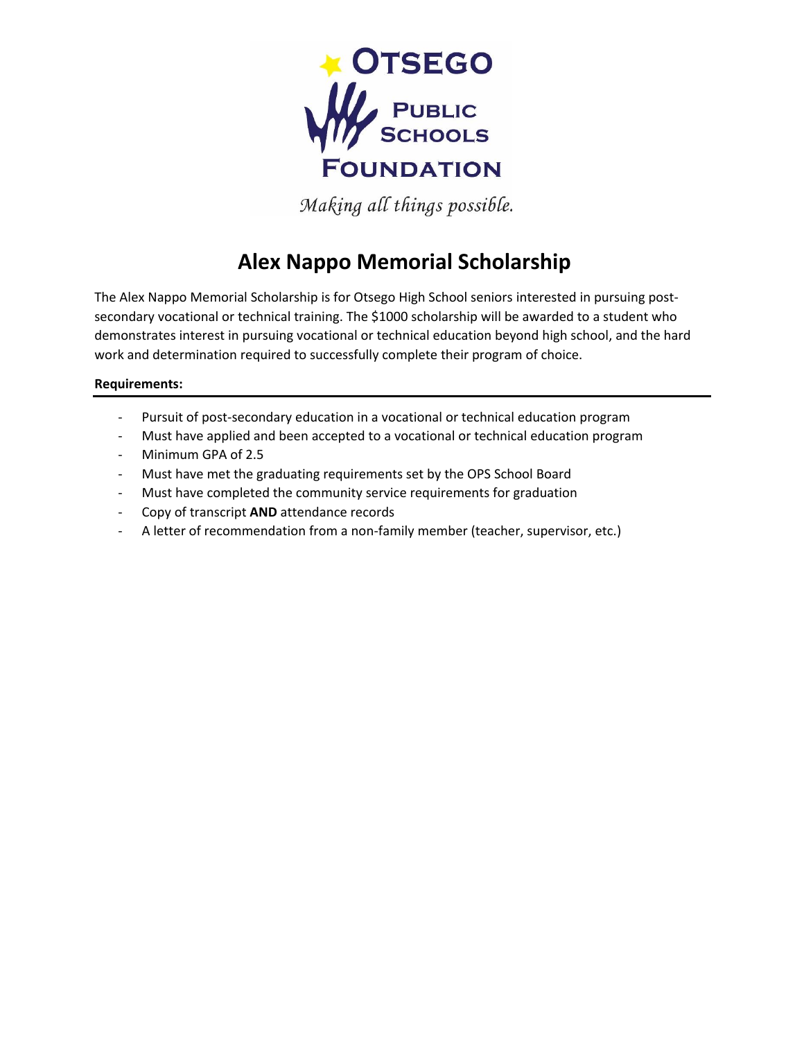Otsego Public Schools Foundation

*Making all things possible.*

# Alex Nappo Memorial Scholarship

The Alex Nappo Memorial Scholarship is for Otsego High School seniors interested in pursuing post-secondary vocational or technical training. The $1000 scholarship will be awarded to a student who demonstrates interest in pursuing vocational or technical education beyond high school, and the hard work and determination required to successfully complete their program of choice.

**Requirements:**

- Pursuit of post-secondary education in a vocational or technical education program
- Must have applied and been accepted to a vocational or technical education program
- Minimum GPA of 2.5
- Must have met the graduating requirements set by the OPS School Board
- Must have completed the community service requirements for graduation
- Copy of transcript **AND** attendance records
- A letter of recommendation from a non-family member (teacher, supervisor, etc.)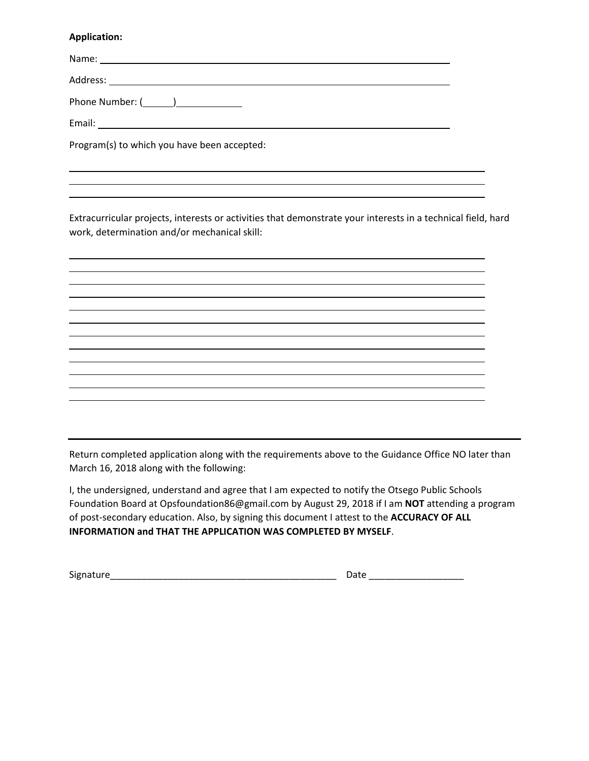**Application:**

Name: ______________________________________________________________

Address: ____________________________________________________________

Phone Number: (______)____________

Email: ______________________________________________________________

Program(s) to which you have been accepted:

_____________________________________________________________________

_____________________________________________________________________

_____________________________________________________________________

Extracurricular projects, interests or activities that demonstrate your interests in a technical field, hard work, determination and/or mechanical skill:

_____________________________________________________________________

_____________________________________________________________________

_____________________________________________________________________

_____________________________________________________________________

_____________________________________________________________________

_____________________________________________________________________

_____________________________________________________________________

_____________________________________________________________________

_____________________________________________________________________

_____________________________________________________________________

_____________________________________________________________________

_____________________________________________________________________

---

Return completed application along with the requirements above to the Guidance Office NO later than March 16, 2018 along with the following:

I, the undersigned, understand and agree that I am expected to notify the Otsego Public Schools Foundation Board at Opsfoundation86@gmail.com by August 29, 2018 if I am **NOT** attending a program of post-secondary education. Also, by signing this document I attest to the **ACCURACY OF ALL INFORMATION and THAT THE APPLICATION WAS COMPLETED BY MYSELF**.

Signature_____________________________________________ Date __________________